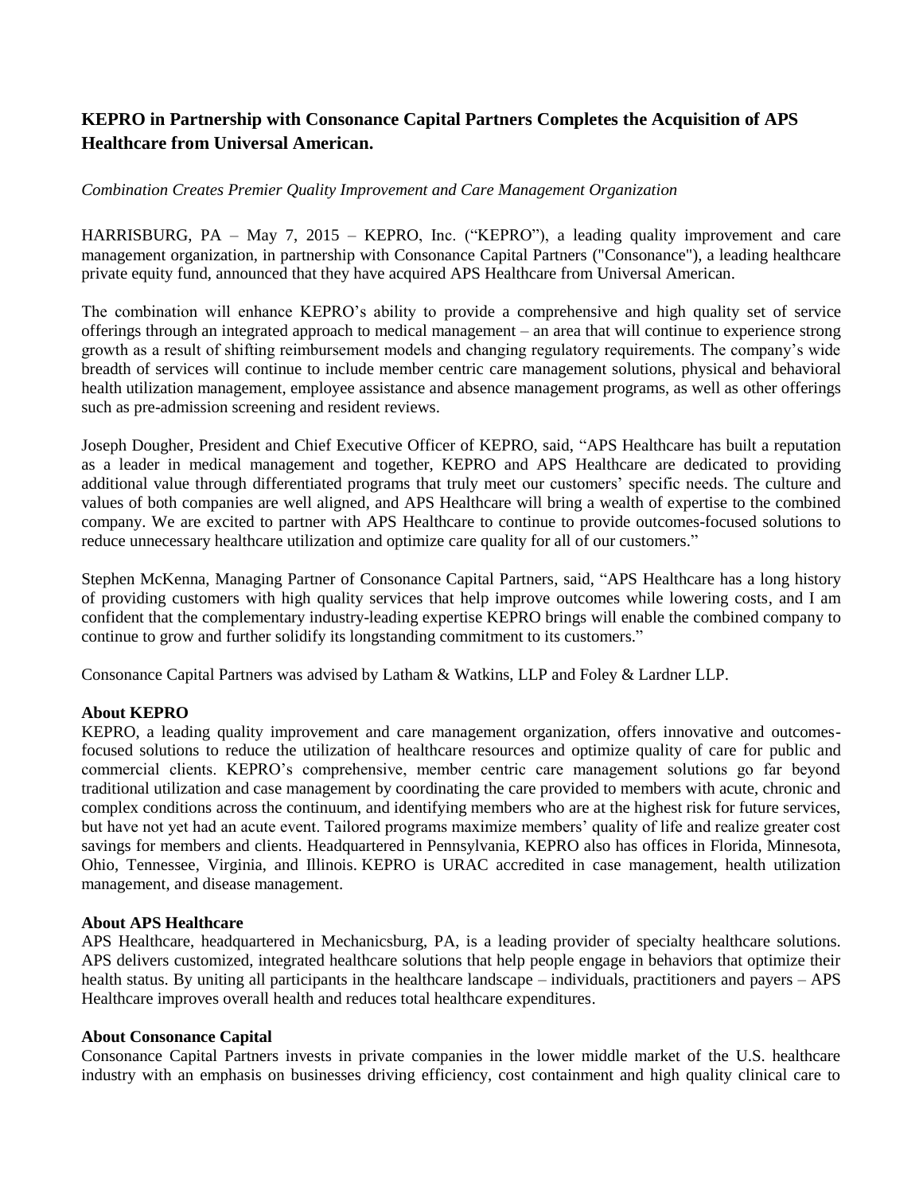# KEPRO in Partnership with Consonance Capital Partners Completes the Acquisition of APS Healthcare from Universal American.

*Combination Creates Premier Quality Improvement and Care Management Organization*

HARRISBURG, PA – May 7, 2015 – KEPRO, Inc. ("KEPRO"), a leading quality improvement and care management organization, in partnership with Consonance Capital Partners ("Consonance"), a leading healthcare private equity fund, announced that they have acquired APS Healthcare from Universal American.

The combination will enhance KEPRO's ability to provide a comprehensive and high quality set of service offerings through an integrated approach to medical management – an area that will continue to experience strong growth as a result of shifting reimbursement models and changing regulatory requirements. The company's wide breadth of services will continue to include member centric care management solutions, physical and behavioral health utilization management, employee assistance and absence management programs, as well as other offerings such as pre-admission screening and resident reviews.

Joseph Dougher, President and Chief Executive Officer of KEPRO, said, "APS Healthcare has built a reputation as a leader in medical management and together, KEPRO and APS Healthcare are dedicated to providing additional value through differentiated programs that truly meet our customers' specific needs. The culture and values of both companies are well aligned, and APS Healthcare will bring a wealth of expertise to the combined company. We are excited to partner with APS Healthcare to continue to provide outcomes-focused solutions to reduce unnecessary healthcare utilization and optimize care quality for all of our customers."

Stephen McKenna, Managing Partner of Consonance Capital Partners, said, "APS Healthcare has a long history of providing customers with high quality services that help improve outcomes while lowering costs, and I am confident that the complementary industry-leading expertise KEPRO brings will enable the combined company to continue to grow and further solidify its longstanding commitment to its customers."

Consonance Capital Partners was advised by Latham & Watkins, LLP and Foley & Lardner LLP.

**About KEPRO**
KEPRO, a leading quality improvement and care management organization, offers innovative and outcomes-focused solutions to reduce the utilization of healthcare resources and optimize quality of care for public and commercial clients. KEPRO's comprehensive, member centric care management solutions go far beyond traditional utilization and case management by coordinating the care provided to members with acute, chronic and complex conditions across the continuum, and identifying members who are at the highest risk for future services, but have not yet had an acute event. Tailored programs maximize members' quality of life and realize greater cost savings for members and clients. Headquartered in Pennsylvania, KEPRO also has offices in Florida, Minnesota, Ohio, Tennessee, Virginia, and Illinois. KEPRO is URAC accredited in case management, health utilization management, and disease management.

**About APS Healthcare**
APS Healthcare, headquartered in Mechanicsburg, PA, is a leading provider of specialty healthcare solutions. APS delivers customized, integrated healthcare solutions that help people engage in behaviors that optimize their health status. By uniting all participants in the healthcare landscape – individuals, practitioners and payers – APS Healthcare improves overall health and reduces total healthcare expenditures.

**About Consonance Capital**
Consonance Capital Partners invests in private companies in the lower middle market of the U.S. healthcare industry with an emphasis on businesses driving efficiency, cost containment and high quality clinical care to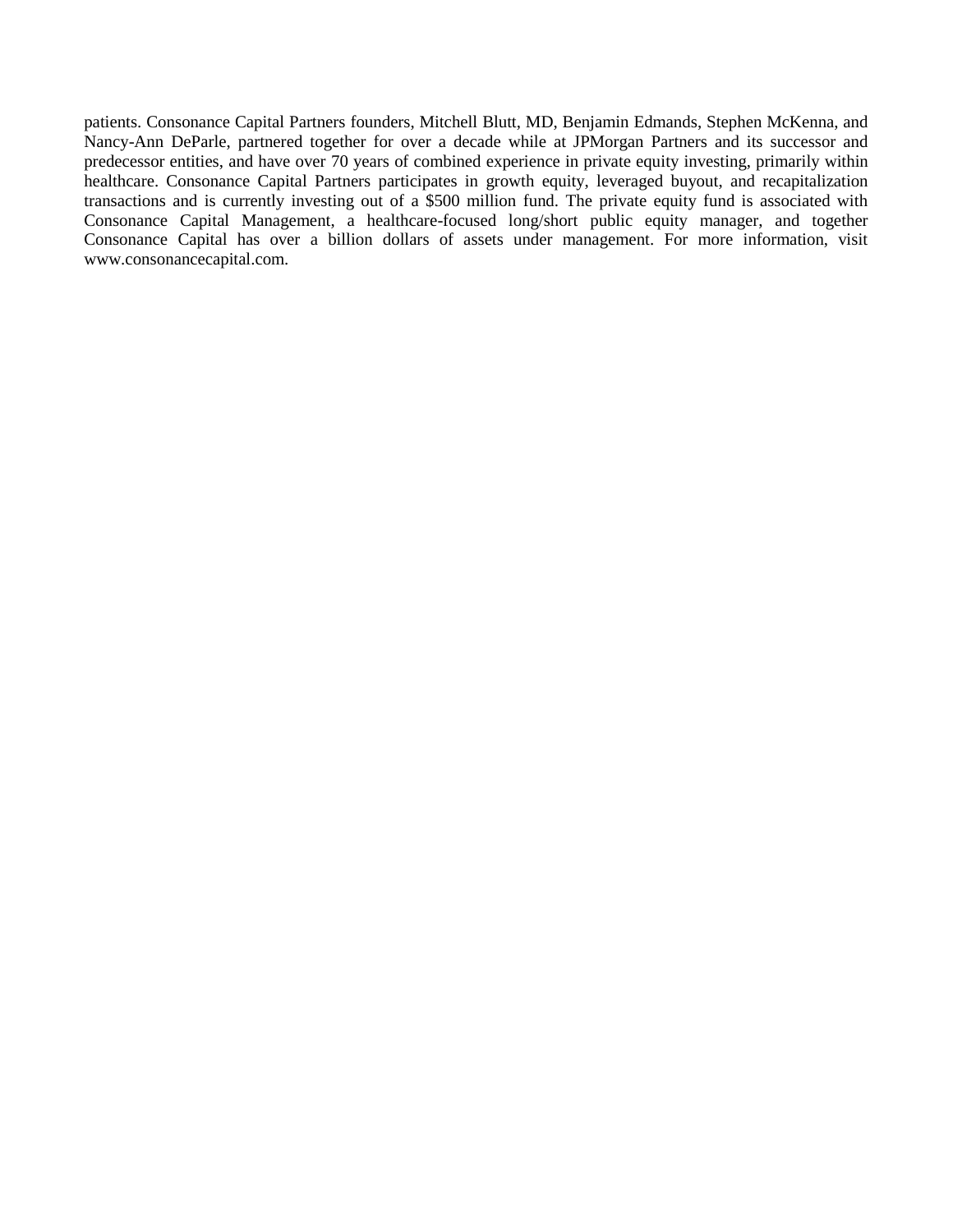patients. Consonance Capital Partners founders, Mitchell Blutt, MD, Benjamin Edmands, Stephen McKenna, and Nancy-Ann DeParle, partnered together for over a decade while at JPMorgan Partners and its successor and predecessor entities, and have over 70 years of combined experience in private equity investing, primarily within healthcare. Consonance Capital Partners participates in growth equity, leveraged buyout, and recapitalization transactions and is currently investing out of a $500 million fund. The private equity fund is associated with Consonance Capital Management, a healthcare-focused long/short public equity manager, and together Consonance Capital has over a billion dollars of assets under management. For more information, visit www.consonancecapital.com.